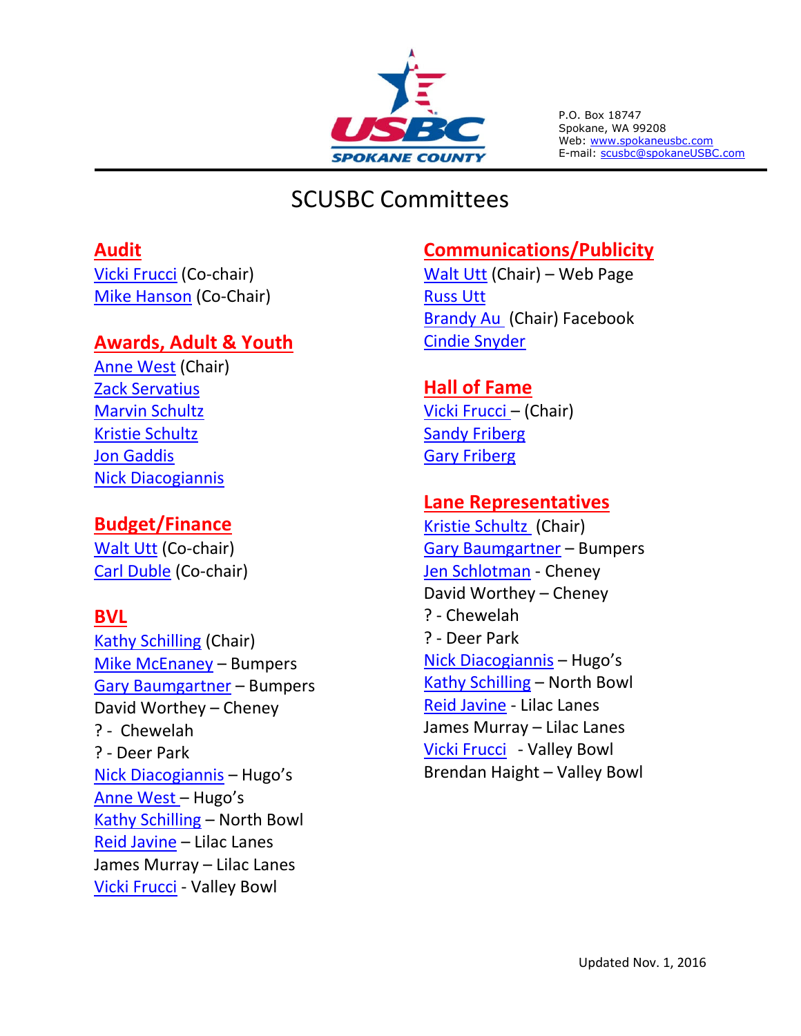P.O. Box 18747
Spokane, WA 99208
Web: www.spokaneusbc.com
E-mail: scusbc@spokaneUSBC.com

# SCUSBC Committees

## Audit

Vicki Frucci (Co-chair)
Mike Hanson (Co-Chair)

## Awards, Adult & Youth

Anne West (Chair)
Zack Servatius
Marvin Schultz
Kristie Schultz
Jon Gaddis
Nick Diacogiannis

## Budget/Finance

Walt Utt (Co-chair)
Carl Duble (Co-chair)

## BVL

Kathy Schilling (Chair)
Mike McEnaney – Bumpers
Gary Baumgartner – Bumpers
David Worthey – Cheney
? - Chewelah
? - Deer Park
Nick Diacogiannis – Hugo's
Anne West – Hugo's
Kathy Schilling – North Bowl
Reid Javine – Lilac Lanes
James Murray – Lilac Lanes
Vicki Frucci - Valley Bowl

## Communications/Publicity

Walt Utt (Chair) – Web Page
Russ Utt
Brandy Au (Chair) Facebook
Cindie Snyder

## Hall of Fame

Vicki Frucci – (Chair)
Sandy Friberg
Gary Friberg

## Lane Representatives

Kristie Schultz (Chair)
Gary Baumgartner – Bumpers
Jen Schlotman - Cheney
David Worthey – Cheney
? - Chewelah
? - Deer Park
Nick Diacogiannis – Hugo's
Kathy Schilling – North Bowl
Reid Javine - Lilac Lanes
James Murray – Lilac Lanes
Vicki Frucci - Valley Bowl
Brendan Haight – Valley Bowl

Updated Nov. 1, 2016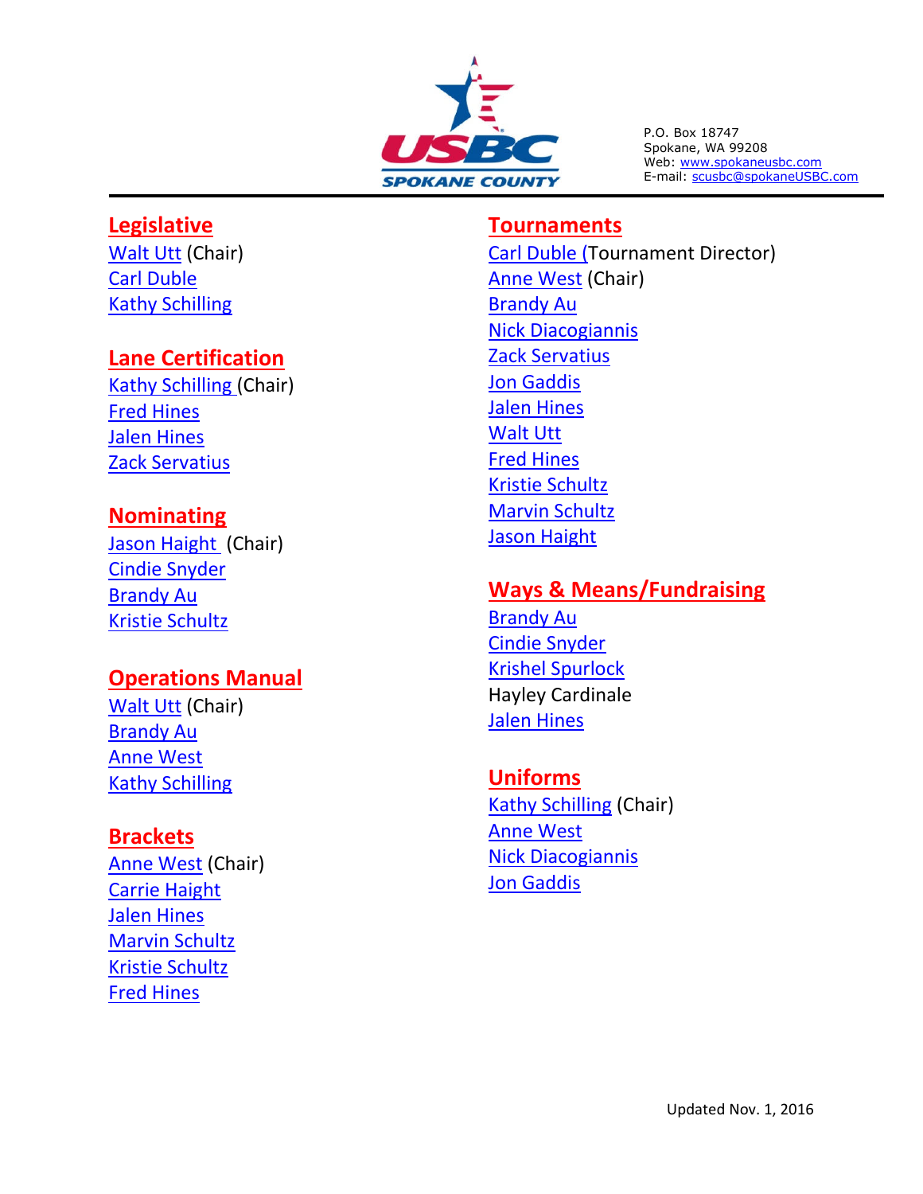P.O. Box 18747
Spokane, WA 99208
Web: www.spokaneusbc.com
E-mail: scusbc@spokaneUSBC.com

## Legislative

Walt Utt (Chair)
Carl Duble
Kathy Schilling

## Lane Certification

Kathy Schilling (Chair)
Fred Hines
Jalen Hines
Zack Servatius

## Nominating

Jason Haight (Chair)
Cindie Snyder
Brandy Au
Kristie Schultz

## Operations Manual

Walt Utt (Chair)
Brandy Au
Anne West
Kathy Schilling

## Brackets

Anne West (Chair)
Carrie Haight
Jalen Hines
Marvin Schultz
Kristie Schultz
Fred Hines

## Tournaments

Carl Duble (Tournament Director)
Anne West (Chair)
Brandy Au
Nick Diacogiannis
Zack Servatius
Jon Gaddis
Jalen Hines
Walt Utt
Fred Hines
Kristie Schultz
Marvin Schultz
Jason Haight

## Ways & Means/Fundraising

Brandy Au
Cindie Snyder
Krishel Spurlock
Hayley Cardinale
Jalen Hines

## Uniforms

Kathy Schilling (Chair)
Anne West
Nick Diacogiannis
Jon Gaddis

Updated Nov. 1, 2016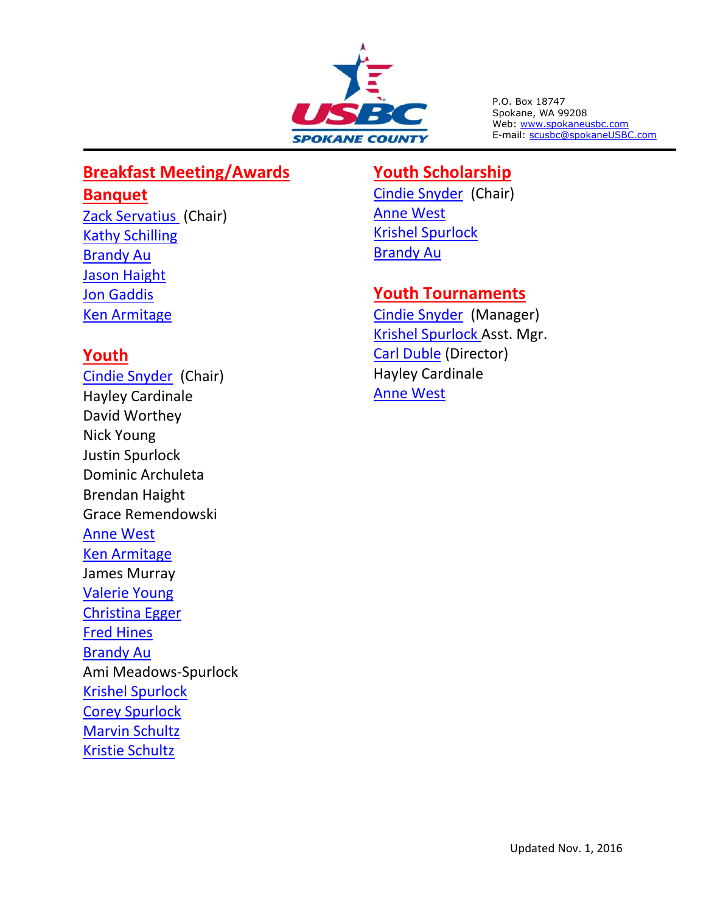P.O. Box 18747
Spokane, WA 99208
Web: www.spokaneusbc.com
E-mail: scusbc@spokaneUSBC.com

## Breakfast Meeting/Awards Banquet

Zack Servatius (Chair)
Kathy Schilling
Brandy Au
Jason Haight
Jon Gaddis
Ken Armitage

## Youth

Cindie Snyder (Chair)
Hayley Cardinale
David Worthey
Nick Young
Justin Spurlock
Dominic Archuleta
Brendan Haight
Grace Remendowski
Anne West
Ken Armitage
James Murray
Valerie Young
Christina Egger
Fred Hines
Brandy Au
Ami Meadows-Spurlock
Krishel Spurlock
Corey Spurlock
Marvin Schultz
Kristie Schultz

## Youth Scholarship

Cindie Snyder (Chair)
Anne West
Krishel Spurlock
Brandy Au

## Youth Tournaments

Cindie Snyder (Manager)
Krishel Spurlock Asst. Mgr.
Carl Duble (Director)
Hayley Cardinale
Anne West

Updated Nov. 1, 2016